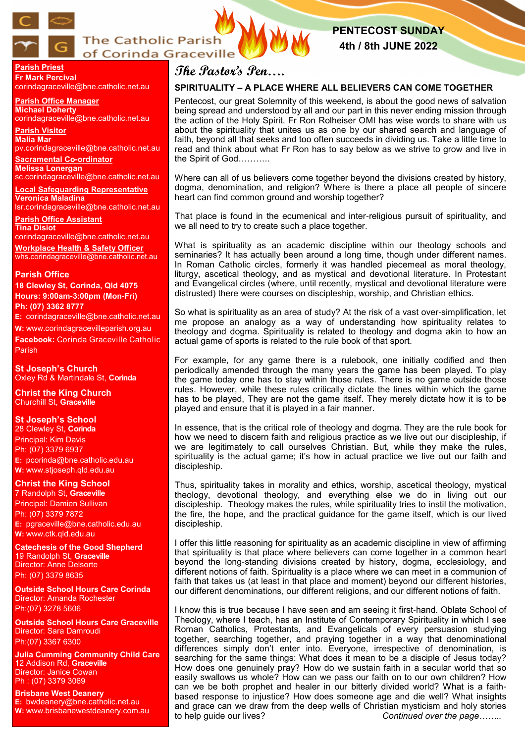# The Catholic Parish of Corinda Graceville

**PENTECOST SUNDAY**
**4th / 8th JUNE 2022**

**Parish Priest**
**Fr Mark Percival**
corindagraceville@bne.catholic.net.au

**Parish Office Manager**
**Michael Doherty**
corindagraceville@bne.catholic.net.au

**Parish Visitor**
**Malia Mar**
pv.corindagraceville@bne.catholic.net.au

**Sacramental Co-ordinator**
**Melissa Lonergan**
sc.corindagraceville@bne.catholic.net.au

**Local Safeguarding Representative**
**Veronica Maladina**
lsr.corindagraceville@bne.catholic.net.au

**Parish Office Assistant**
**Tina Disiot**
corindagraceville@bne.catholic.net.au

**Workplace Health & Safety Officer**
whs.corindagraceville@bne.catholic.net.au

**Parish Office**
**18 Clewley St, Corinda, Qld 4075**
**Hours: 9:00am-3:00pm (Mon-Fri)**
**Ph: (07) 3362 8777**
**E:** corindagraceville@bne.catholic.net.au
**W:** www.corindagracevilleparish.org.au
**Facebook:** Corinda Graceville Catholic Parish

**St Joseph's Church**
Oxley Rd & Martindale St, **Corinda**

**Christ the King Church**
Churchill St, **Graceville**

**St Joseph's School**
28 Clewley St, **Corinda**
Principal: Kim Davis
Ph: (07) 3379 6937
**E:** pcorinda@bne.catholic.edu.au
**W:** www.stjoseph.qld.edu.au

**Christ the King School**
7 Randolph St, **Graceville**
Principal: Damien Sullivan
Ph: (07) 3379 7872
**E:** pgraceville@bne.catholic.edu.au
**W:** www.ctk.qld.edu.au

**Catechesis of the Good Shepherd**
19 Randolph St, **Graceville**
Director: Anne Delsorte
Ph: (07) 3379 8635

**Outside School Hours Care Corinda**
Director: Amanda Rochester
Ph:(07) 3278 5606

**Outside School Hours Care Graceville**
Director: Sara Damroudi
Ph:(07) 3367 6300

**Julia Cumming Community Child Care**
12 Addison Rd, **Graceville**
Director: Janice Cowan
Ph : (07) 3379 3069

**Brisbane West Deanery**
**E:** bwdeanery@bne.catholic.net.au
**W:** www.brisbanewestdeanery.com.au

## The Pastor's Pen….

### SPIRITUALITY – A PLACE WHERE ALL BELIEVERS CAN COME TOGETHER

Pentecost, our great Solemnity of this weekend, is about the good news of salvation being spread and understood by all and our part in this never ending mission through the action of the Holy Spirit. Fr Ron Rolheiser OMI has wise words to share with us about the spirituality that unites us as one by our shared search and language of faith, beyond all that seeks and too often succeeds in dividing us. Take a little time to read and think about what Fr Ron has to say below as we strive to grow and live in the Spirit of God………..

Where can all of us believers come together beyond the divisions created by history, dogma, denomination, and religion? Where is there a place all people of sincere heart can find common ground and worship together?

That place is found in the ecumenical and inter-religious pursuit of spirituality, and we all need to try to create such a place together.

What is spirituality as an academic discipline within our theology schools and seminaries? It has actually been around a long time, though under different names. In Roman Catholic circles, formerly it was handled piecemeal as moral theology, liturgy, ascetical theology, and as mystical and devotional literature. In Protestant and Evangelical circles (where, until recently, mystical and devotional literature were distrusted) there were courses on discipleship, worship, and Christian ethics.

So what is spirituality as an area of study? At the risk of a vast over-simplification, let me propose an analogy as a way of understanding how spirituality relates to theology and dogma. Spirituality is related to theology and dogma akin to how an actual game of sports is related to the rule book of that sport.

For example, for any game there is a rulebook, one initially codified and then periodically amended through the many years the game has been played. To play the game today one has to stay within those rules. There is no game outside those rules. However, while these rules critically dictate the lines within which the game has to be played, They are not the game itself. They merely dictate how it is to be played and ensure that it is played in a fair manner.

In essence, that is the critical role of theology and dogma. They are the rule book for how we need to discern faith and religious practice as we live out our discipleship, if we are legitimately to call ourselves Christian. But, while they make the rules, spirituality is the actual game; it's how in actual practice we live out our faith and discipleship.

Thus, spirituality takes in morality and ethics, worship, ascetical theology, mystical theology, devotional theology, and everything else we do in living out our discipleship. Theology makes the rules, while spirituality tries to instil the motivation, the fire, the hope, and the practical guidance for the game itself, which is our lived discipleship.

I offer this little reasoning for spirituality as an academic discipline in view of affirming that spirituality is that place where believers can come together in a common heart beyond the long-standing divisions created by history, dogma, ecclesiology, and different notions of faith. Spirituality is a place where we can meet in a communion of faith that takes us (at least in that place and moment) beyond our different histories, our different denominations, our different religions, and our different notions of faith.

I know this is true because I have seen and am seeing it first-hand. Oblate School of Theology, where I teach, has an Institute of Contemporary Spirituality in which I see Roman Catholics, Protestants, and Evangelicals of every persuasion studying together, searching together, and praying together in a way that denominational differences simply don't enter into. Everyone, irrespective of denomination, is searching for the same things: What does it mean to be a disciple of Jesus today? How does one genuinely pray? How do we sustain faith in a secular world that so easily swallows us whole? How can we pass our faith on to our own children? How can we be both prophet and healer in our bitterly divided world? What is a faith-based response to injustice? How does someone age and die well? What insights and grace can we draw from the deep wells of Christian mysticism and holy stories to help guide our lives?

*Continued over the page……..*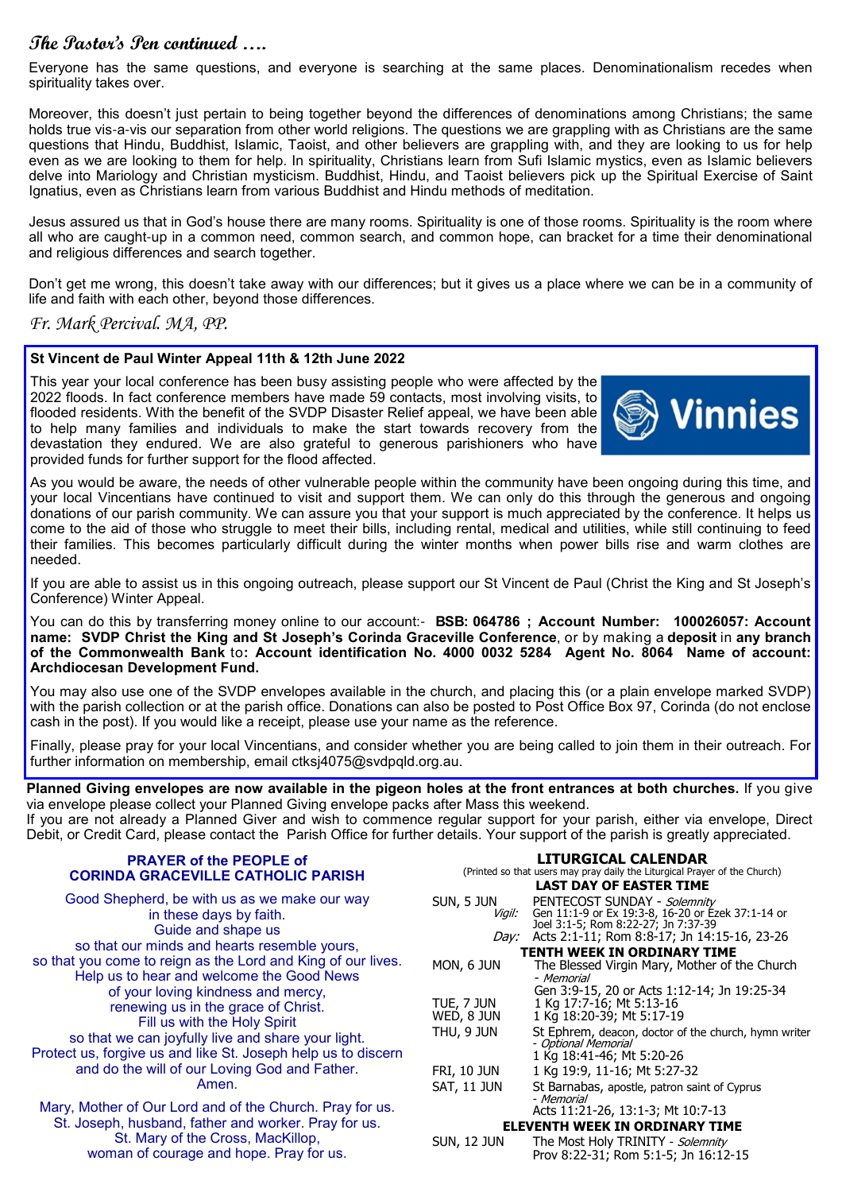## The Pastor's Pen continued ….

Everyone has the same questions, and everyone is searching at the same places. Denominationalism recedes when spirituality takes over.

Moreover, this doesn't just pertain to being together beyond the differences of denominations among Christians; the same holds true vis-a-vis our separation from other world religions. The questions we are grappling with as Christians are the same questions that Hindu, Buddhist, Islamic, Taoist, and other believers are grappling with, and they are looking to us for help even as we are looking to them for help. In spirituality, Christians learn from Sufi Islamic mystics, even as Islamic believers delve into Mariology and Christian mysticism. Buddhist, Hindu, and Taoist believers pick up the Spiritual Exercise of Saint Ignatius, even as Christians learn from various Buddhist and Hindu methods of meditation.

Jesus assured us that in God's house there are many rooms. Spirituality is one of those rooms. Spirituality is the room where all who are caught-up in a common need, common search, and common hope, can bracket for a time their denominational and religious differences and search together.

Don't get me wrong, this doesn't take away with our differences; but it gives us a place where we can be in a community of life and faith with each other, beyond those differences.

*Fr. Mark Percival. MA, PP.*

### St Vincent de Paul Winter Appeal 11th & 12th June 2022

This year your local conference has been busy assisting people who were affected by the 2022 floods. In fact conference members have made 59 contacts, most involving visits, to flooded residents. With the benefit of the SVDP Disaster Relief appeal, we have been able to help many families and individuals to make the start towards recovery from the devastation they endured. We are also grateful to generous parishioners who have provided funds for further support for the flood affected.

Vinnies

As you would be aware, the needs of other vulnerable people within the community have been ongoing during this time, and your local Vincentians have continued to visit and support them. We can only do this through the generous and ongoing donations of our parish community. We can assure you that your support is much appreciated by the conference. It helps us come to the aid of those who struggle to meet their bills, including rental, medical and utilities, while still continuing to feed their families. This becomes particularly difficult during the winter months when power bills rise and warm clothes are needed.

If you are able to assist us in this ongoing outreach, please support our St Vincent de Paul (Christ the King and St Joseph's Conference) Winter Appeal.

You can do this by transferring money online to our account:- **BSB: 064786 ; Account Number: 100026057: Account name: SVDP Christ the King and St Joseph's Corinda Graceville Conference**, or by making a **deposit** in **any branch of the Commonwealth Bank** to**: Account identification No. 4000 0032 5284 Agent No. 8064 Name of account: Archdiocesan Development Fund.**

You may also use one of the SVDP envelopes available in the church, and placing this (or a plain envelope marked SVDP) with the parish collection or at the parish office. Donations can also be posted to Post Office Box 97, Corinda (do not enclose cash in the post). If you would like a receipt, please use your name as the reference.

Finally, please pray for your local Vincentians, and consider whether you are being called to join them in their outreach. For further information on membership, email ctksj4075@svdpqld.org.au.

**Planned Giving envelopes are now available in the pigeon holes at the front entrances at both churches.** If you give via envelope please collect your Planned Giving envelope packs after Mass this weekend.
If you are not already a Planned Giver and wish to commence regular support for your parish, either via envelope, Direct Debit, or Credit Card, please contact the Parish Office for further details. Your support of the parish is greatly appreciated.

### PRAYER of the PEOPLE of CORINDA GRACEVILLE CATHOLIC PARISH

Good Shepherd, be with us as we make our way
in these days by faith.
Guide and shape us
so that our minds and hearts resemble yours,
so that you come to reign as the Lord and King of our lives.
Help us to hear and welcome the Good News
of your loving kindness and mercy,
renewing us in the grace of Christ.
Fill us with the Holy Spirit
so that we can joyfully live and share your light.
Protect us, forgive us and like St. Joseph help us to discern
and do the will of our Loving God and Father.
Amen.

Mary, Mother of Our Lord and of the Church. Pray for us.
St. Joseph, husband, father and worker. Pray for us.
St. Mary of the Cross, MacKillop,
woman of courage and hope. Pray for us.

### LITURGICAL CALENDAR

(Printed so that users may pray daily the Liturgical Prayer of the Church)

**LAST DAY OF EASTER TIME**

SUN, 5 JUN — PENTECOST SUNDAY - *Solemnity*
*Vigil:* Gen 11:1-9 or Ex 19:3-8, 16-20 or Ezek 37:1-14 or Joel 3:1-5; Rom 8:22-27; Jn 7:37-39
*Day:* Acts 2:1-11; Rom 8:8-17; Jn 14:15-16, 23-26

**TENTH WEEK IN ORDINARY TIME**

MON, 6 JUN — The Blessed Virgin Mary, Mother of the Church - *Memorial*
Gen 3:9-15, 20 or Acts 1:12-14; Jn 19:25-34

TUE, 7 JUN — 1 Kg 17:7-16; Mt 5:13-16

WED, 8 JUN — 1 Kg 18:20-39; Mt 5:17-19

THU, 9 JUN — St Ephrem, deacon, doctor of the church, hymn writer - *Optional Memorial*
1 Kg 18:41-46; Mt 5:20-26

FRI, 10 JUN — 1 Kg 19:9, 11-16; Mt 5:27-32

SAT, 11 JUN — St Barnabas, apostle, patron saint of Cyprus - *Memorial*
Acts 11:21-26, 13:1-3; Mt 10:7-13

**ELEVENTH WEEK IN ORDINARY TIME**

SUN, 12 JUN — The Most Holy TRINITY - *Solemnity*
Prov 8:22-31; Rom 5:1-5; Jn 16:12-15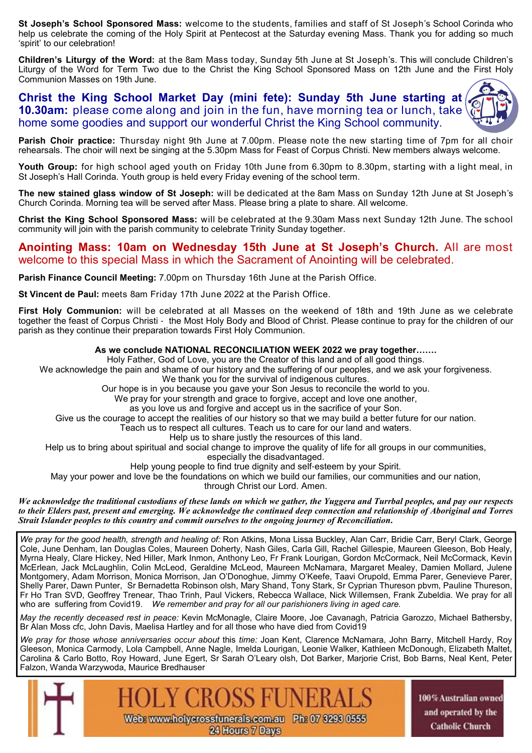**St Joseph's School Sponsored Mass:** welcome to the students, families and staff of St Joseph's School Corinda who help us celebrate the coming of the Holy Spirit at Pentecost at the Saturday evening Mass. Thank you for adding so much 'spirit' to our celebration!

**Children's Liturgy of the Word:** at the 8am Mass today, Sunday 5th June at St Joseph's. This will conclude Children's Liturgy of the Word for Term Two due to the Christ the King School Sponsored Mass on 12th June and the First Holy Communion Masses on 19th June.

**Christ the King School Market Day (mini fete): Sunday 5th June starting at 10.30am:** please come along and join in the fun, have morning tea or lunch, take home some goodies and support our wonderful Christ the King School community.

**Parish Choir practice:** Thursday night 9th June at 7.00pm. Please note the new starting time of 7pm for all choir rehearsals. The choir will next be singing at the 5.30pm Mass for Feast of Corpus Christi. New members always welcome.

**Youth Group:** for high school aged youth on Friday 10th June from 6.30pm to 8.30pm, starting with a light meal, in St Joseph's Hall Corinda. Youth group is held every Friday evening of the school term.

**The new stained glass window of St Joseph:** will be dedicated at the 8am Mass on Sunday 12th June at St Joseph's Church Corinda. Morning tea will be served after Mass. Please bring a plate to share. All welcome.

**Christ the King School Sponsored Mass:** will be celebrated at the 9.30am Mass next Sunday 12th June. The school community will join with the parish community to celebrate Trinity Sunday together.

**Anointing Mass: 10am on Wednesday 15th June at St Joseph's Church.** All are most welcome to this special Mass in which the Sacrament of Anointing will be celebrated.

**Parish Finance Council Meeting:** 7.00pm on Thursday 16th June at the Parish Office.

**St Vincent de Paul:** meets 8am Friday 17th June 2022 at the Parish Office.

**First Holy Communion:** will be celebrated at all Masses on the weekend of 18th and 19th June as we celebrate together the feast of Corpus Christi - the Most Holy Body and Blood of Christ. Please continue to pray for the children of our parish as they continue their preparation towards First Holy Communion.

**As we conclude NATIONAL RECONCILIATION WEEK 2022 we pray together…….**

Holy Father, God of Love, you are the Creator of this land and of all good things.
We acknowledge the pain and shame of our history and the suffering of our peoples, and we ask your forgiveness.
We thank you for the survival of indigenous cultures.
Our hope is in you because you gave your Son Jesus to reconcile the world to you.
We pray for your strength and grace to forgive, accept and love one another,
as you love us and forgive and accept us in the sacrifice of your Son.
Give us the courage to accept the realities of our history so that we may build a better future for our nation.
Teach us to respect all cultures. Teach us to care for our land and waters.
Help us to share justly the resources of this land.
Help us to bring about spiritual and social change to improve the quality of life for all groups in our communities, especially the disadvantaged.
Help young people to find true dignity and self-esteem by your Spirit.
May your power and love be the foundations on which we build our families, our communities and our nation, through Christ our Lord. Amen.

***We acknowledge the traditional custodians of these lands on which we gather, the Yuggera and Turrbal peoples, and pay our respects to their Elders past, present and emerging. We acknowledge the continued deep connection and relationship of Aboriginal and Torres Strait Islander peoples to this country and commit ourselves to the ongoing journey of Reconciliation.***

*We pray for the good health, strength and healing of:* Ron Atkins, Mona Lissa Buckley, Alan Carr, Bridie Carr, Beryl Clark, George Cole, June Denham, Ian Douglas Coles, Maureen Doherty, Nash Giles, Carla Gill, Rachel Gillespie, Maureen Gleeson, Bob Healy, Myrna Healy, Clare Hickey, Ned Hiller, Mark Inmon, Anthony Leo, Fr Frank Lourigan, Gordon McCormack, Neil McCormack, Kevin McErlean, Jack McLaughlin, Colin McLeod, Geraldine McLeod, Maureen McNamara, Margaret Mealey, Damien Mollard, Julene Montgomery, Adam Morrison, Monica Morrison, Jan O'Donoghue, Jimmy O'Keefe, Taavi Orupold, Emma Parer, Genevieve Parer, Shelly Parer, Dawn Punter, Sr Bernadetta Robinson olsh, Mary Shand, Tony Stark, Sr Cyprian Thureson pbvm, Pauline Thureson, Fr Ho Tran SVD, Geoffrey Trenear, Thao Trinh, Paul Vickers, Rebecca Wallace, Nick Willemsen, Frank Zubeldia. We pray for all who are suffering from Covid19. *We remember and pray for all our parishioners living in aged care.*

*May the recently deceased rest in peace:* Kevin McMonagle, Claire Moore, Joe Cavanagh, Patricia Garozzo, Michael Bathersby, Br Alan Moss cfc, John Davis, Maelisa Hartley and for all those who have died from Covid19

*We pray for those whose anniversaries occur about this time:* Joan Kent, Clarence McNamara, John Barry, Mitchell Hardy, Roy Gleeson, Monica Carmody, Lola Campbell, Anne Nagle, Imelda Lourigan, Leonie Walker, Kathleen McDonough, Elizabeth Maltet, Carolina & Carlo Botto, Roy Howard, June Egert, Sr Sarah O'Leary olsh, Dot Barker, Marjorie Crist, Bob Barns, Neal Kent, Peter Falzon, Wanda Warzywoda, Maurice Bredhauser

**HOLY CROSS FUNERALS**
Web: www.holycrossfunerals.com.au Ph: 07 3293 0555
24 Hours 7 Days
100% Australian owned and operated by the Catholic Church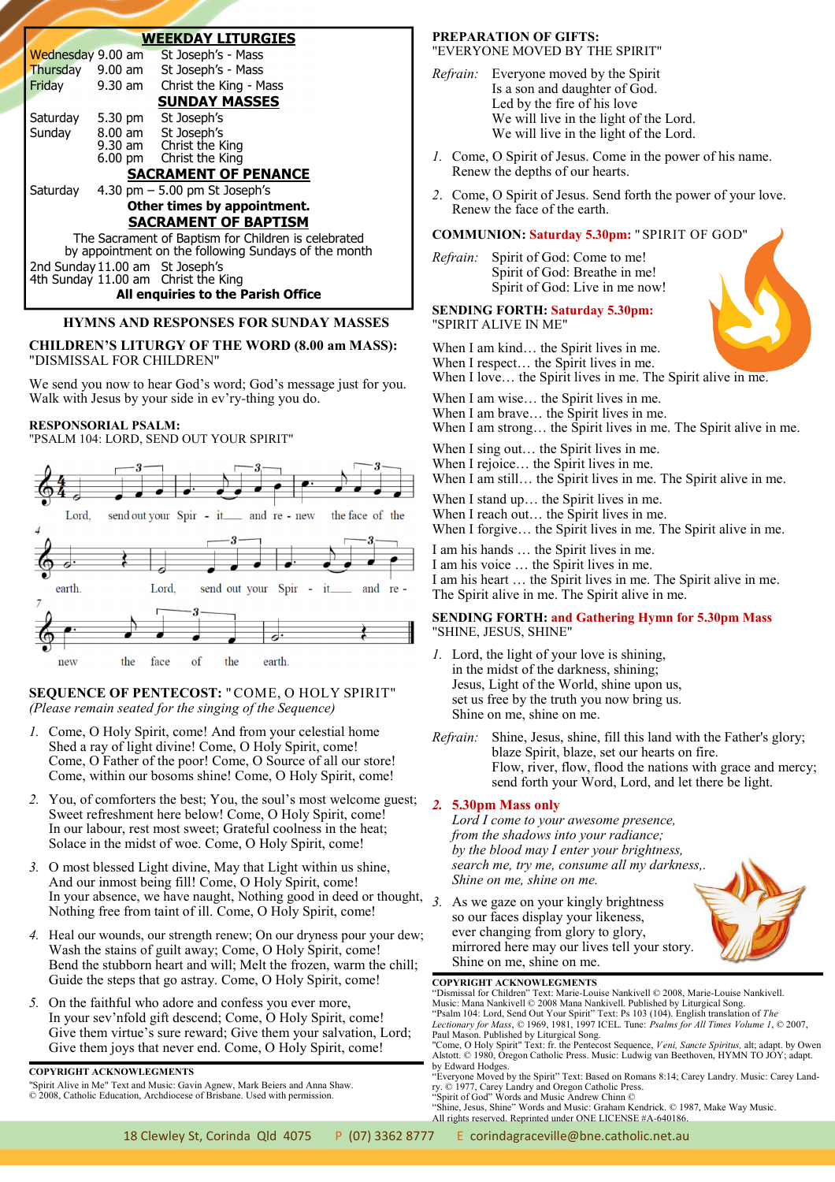## WEEKDAY LITURGIES

| | | |
|---|---|---|
| Wednesday | 9.00 am | St Joseph's - Mass |
| Thursday | 9.00 am | St Joseph's - Mass |
| Friday | 9.30 am | Christ the King - Mass |

## SUNDAY MASSES

| | | |
|---|---|---|
| Saturday | 5.30 pm | St Joseph's |
| Sunday | 8.00 am | St Joseph's |
| | 9.30 am | Christ the King |
| | 6.00 pm | Christ the King |

## SACRAMENT OF PENANCE

Saturday 4.30 pm – 5.00 pm St Joseph's

**Other times by appointment.**

## SACRAMENT OF BAPTISM

The Sacrament of Baptism for Children is celebrated by appointment on the following Sundays of the month

2nd Sunday 11.00 am St Joseph's
4th Sunday 11.00 am Christ the King

**All enquiries to the Parish Office**

## HYMNS AND RESPONSES FOR SUNDAY MASSES

**CHILDREN'S LITURGY OF THE WORD (8.00 am MASS):**
"DISMISSAL FOR CHILDREN"

We send you now to hear God's word; God's message just for you. Walk with Jesus by your side in ev'ry-thing you do.

**RESPONSORIAL PSALM:**
"PSALM 104: LORD, SEND OUT YOUR SPIRIT"

Lord, send out your Spir - it and re - new the face of the earth. Lord, send out your Spir - it and re - new the face of the earth.

**SEQUENCE OF PENTECOST:** "COME, O HOLY SPIRIT"
*(Please remain seated for the singing of the Sequence)*

1. Come, O Holy Spirit, come! And from your celestial home
Shed a ray of light divine! Come, O Holy Spirit, come!
Come, O Father of the poor! Come, O Source of all our store!
Come, within our bosoms shine! Come, O Holy Spirit, come!

2. You, of comforters the best; You, the soul's most welcome guest;
Sweet refreshment here below! Come, O Holy Spirit, come!
In our labour, rest most sweet; Grateful coolness in the heat;
Solace in the midst of woe. Come, O Holy Spirit, come!

3. O most blessed Light divine, May that Light within us shine,
And our inmost being fill! Come, O Holy Spirit, come!
In your absence, we have naught, Nothing good in deed or thought,
Nothing free from taint of ill. Come, O Holy Spirit, come!

4. Heal our wounds, our strength renew; On our dryness pour your dew;
Wash the stains of guilt away; Come, O Holy Spirit, come!
Bend the stubborn heart and will; Melt the frozen, warm the chill;
Guide the steps that go astray. Come, O Holy Spirit, come!

5. On the faithful who adore and confess you ever more,
In your sev'nfold gift descend; Come, O Holy Spirit, come!
Give them virtue's sure reward; Give them your salvation, Lord;
Give them joys that never end. Come, O Holy Spirit, come!

**COPYRIGHT ACKNOWLEGMENTS**

"Spirit Alive in Me" Text and Music: Gavin Agnew, Mark Beiers and Anna Shaw. © 2008, Catholic Education, Archdiocese of Brisbane. Used with permission.

**PREPARATION OF GIFTS:**
"EVERYONE MOVED BY THE SPIRIT"

*Refrain:* Everyone moved by the Spirit
Is a son and daughter of God.
Led by the fire of his love
We will live in the light of the Lord.
We will live in the light of the Lord.

1. Come, O Spirit of Jesus. Come in the power of his name.
Renew the depths of our hearts.

2. Come, O Spirit of Jesus. Send forth the power of your love.
Renew the face of the earth.

**COMMUNION: Saturday 5.30pm:** "SPIRIT OF GOD"

*Refrain:* Spirit of God: Come to me!
Spirit of God: Breathe in me!
Spirit of God: Live in me now!

**SENDING FORTH: Saturday 5.30pm:**
"SPIRIT ALIVE IN ME"

When I am kind… the Spirit lives in me.
When I respect… the Spirit lives in me.
When I love… the Spirit lives in me. The Spirit alive in me.

When I am wise… the Spirit lives in me.
When I am brave… the Spirit lives in me.
When I am strong… the Spirit lives in me. The Spirit alive in me.

When I sing out… the Spirit lives in me.
When I rejoice… the Spirit lives in me.
When I am still… the Spirit lives in me. The Spirit alive in me.

When I stand up… the Spirit lives in me.
When I reach out… the Spirit lives in me.
When I forgive… the Spirit lives in me. The Spirit alive in me.

I am his hands … the Spirit lives in me.
I am his voice … the Spirit lives in me.
I am his heart … the Spirit lives in me. The Spirit alive in me.
The Spirit alive in me. The Spirit alive in me.

**SENDING FORTH: and Gathering Hymn for 5.30pm Mass**
"SHINE, JESUS, SHINE"

1. Lord, the light of your love is shining,
in the midst of the darkness, shining;
Jesus, Light of the World, shine upon us,
set us free by the truth you now bring us.
Shine on me, shine on me.

*Refrain:* Shine, Jesus, shine, fill this land with the Father's glory;
blaze Spirit, blaze, set our hearts on fire.
Flow, river, flow, flood the nations with grace and mercy;
send forth your Word, Lord, and let there be light.

2. **5.30pm Mass only**
*Lord I come to your awesome presence,*
*from the shadows into your radiance;*
*by the blood may I enter your brightness,*
*search me, try me, consume all my darkness,.*
*Shine on me, shine on me.*

3. As we gaze on your kingly brightness
so our faces display your likeness,
ever changing from glory to glory,
mirrored here may our lives tell your story.
Shine on me, shine on me.

**COPYRIGHT ACKNOWLEGMENTS**

"Dismissal for Children" Text: Marie-Louise Nankivell © 2008, Marie-Louise Nankivell. Music: Mana Nankivell © 2008 Mana Nankivell. Published by Liturgical Song.
"Psalm 104: Lord, Send Out Your Spirit" Text: Ps 103 (104). English translation of *The Lectionary for Mass*, © 1969, 1981, 1997 ICEL. Tune: *Psalms for All Times Volume 1*, © 2007, Paul Mason. Published by Liturgical Song.
"Come, O Holy Spirit" Text: fr. the Pentecost Sequence, *Veni, Sancte Spiritus,* alt; adapt. by Owen Alstott. © 1980, Oregon Catholic Press. Music: Ludwig van Beethoven, HYMN TO JOY; adapt. by Edward Hodges.
"Everyone Moved by the Spirit" Text: Based on Romans 8:14; Carey Landry. Music: Carey Landry. © 1977, Carey Landry and Oregon Catholic Press.
"Spirit of God" Words and Music Andrew Chinn ©
"Shine, Jesus, Shine" Words and Music: Graham Kendrick. © 1987, Make Way Music.
All rights reserved. Reprinted under ONE LICENSE #A-640186.

18 Clewley St, Corinda Qld 4075 P (07) 3362 8777 E corindagraceville@bne.catholic.net.au